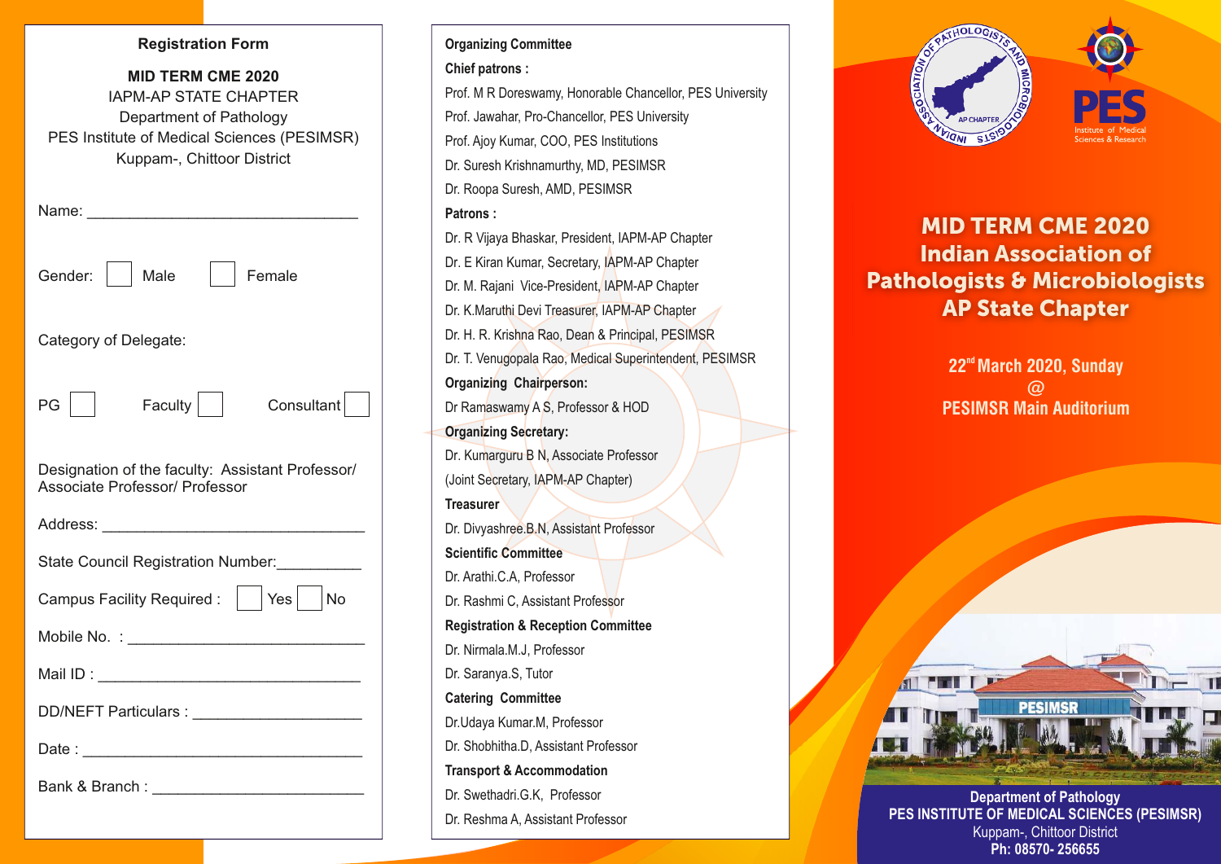## Registration Form

**MID TERM CME 2020**
IAPM-AP STATE CHAPTER
Department of Pathology
PES Institute of Medical Sciences (PESIMSR)
Kuppam-, Chittoor District

Name: ______________________________

Gender: ☐ Male ☐ Female

Category of Delegate:

PG ☐ Faculty ☐ Consultant ☐

Designation of the faculty: Assistant Professor/ Associate Professor/ Professor

Address: ______________________________

State Council Registration Number:__________

Campus Facility Required : ☐ Yes ☐ No

Mobile No. : ___________________________

Mail ID : ______________________________

DD/NEFT Particulars : ___________________

Date : _________________________________

Bank & Branch : ________________________

## Organizing Committee

**Chief patrons :**

Prof. M R Doreswamy, Honorable Chancellor, PES University
Prof. Jawahar, Pro-Chancellor, PES University
Prof. Ajoy Kumar, COO, PES Institutions
Dr. Suresh Krishnamurthy, MD, PESIMSR
Dr. Roopa Suresh, AMD, PESIMSR

**Patrons :**

Dr. R Vijaya Bhaskar, President, IAPM-AP Chapter
Dr. E Kiran Kumar, Secretary, IAPM-AP Chapter
Dr. M. Rajani Vice-President, IAPM-AP Chapter
Dr. K.Maruthi Devi Treasurer, IAPM-AP Chapter
Dr. H. R. Krishna Rao, Dean & Principal, PESIMSR
Dr. T. Venugopala Rao, Medical Superintendent, PESIMSR

**Organizing Chairperson:**

Dr Ramaswamy A S, Professor & HOD

**Organizing Secretary:**

Dr. Kumarguru B N, Associate Professor
(Joint Secretary, IAPM-AP Chapter)

**Treasurer**

Dr. Divyashree.B.N, Assistant Professor

**Scientific Committee**

Dr. Arathi.C.A, Professor
Dr. Rashmi C, Assistant Professor

**Registration & Reception Committee**

Dr. Nirmala.M.J, Professor
Dr. Saranya.S, Tutor

**Catering Committee**

Dr.Udaya Kumar.M, Professor
Dr. Shobhitha.D, Assistant Professor

**Transport & Accommodation**

Dr. Swethadri.G.K, Professor
Dr. Reshma A, Assistant Professor

# MID TERM CME 2020
# Indian Association of Pathologists & Microbiologists AP State Chapter

**22nd March 2020, Sunday**
**@**
**PESIMSR Main Auditorium**

**Department of Pathology**
**PES INSTITUTE OF MEDICAL SCIENCES (PESIMSR)**
Kuppam-, Chittoor District
**Ph: 08570- 256655**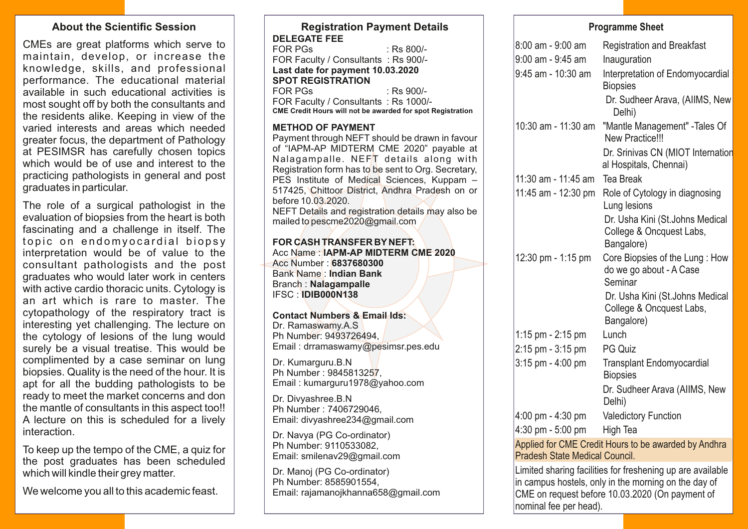## About the Scientific Session

CMEs are great platforms which serve to maintain, develop, or increase the knowledge, skills, and professional performance. The educational material available in such educational activities is most sought off by both the consultants and the residents alike. Keeping in view of the varied interests and areas which needed greater focus, the department of Pathology at PESIMSR has carefully chosen topics which would be of use and interest to the practicing pathologists in general and post graduates in particular.

The role of a surgical pathologist in the evaluation of biopsies from the heart is both fascinating and a challenge in itself. The topic on endomyocardial biopsy interpretation would be of value to the consultant pathologists and the post graduates who would later work in centers with active cardio thoracic units. Cytology is an art which is rare to master. The cytopathology of the respiratory tract is interesting yet challenging. The lecture on the cytology of lesions of the lung would surely be a visual treatise. This would be complimented by a case seminar on lung biopsies. Quality is the need of the hour. It is apt for all the budding pathologists to be ready to meet the market concerns and don the mantle of consultants in this aspect too!! A lecture on this is scheduled for a lively interaction.

To keep up the tempo of the CME, a quiz for the post graduates has been scheduled which will kindle their grey matter.

We welcome you all to this academic feast.

## Registration Payment Details

**DELEGATE FEE**

FOR PGs : Rs 800/-
FOR Faculty / Consultants : Rs 900/-

**Last date for payment 10.03.2020**

**SPOT REGISTRATION**

FOR PGs : Rs 900/-
FOR Faculty / Consultants : Rs 1000/-

**CME Credit Hours will not be awarded for spot Registration**

**METHOD OF PAYMENT**

Payment through NEFT should be drawn in favour of "IAPM-AP MIDTERM CME 2020" payable at Nalagampalle. NEFT details along with Registration form has to be sent to Org. Secretary, PES Institute of Medical Sciences, Kuppam – 517425, Chittoor District, Andhra Pradesh on or before 10.03.2020.
NEFT Details and registration details may also be mailed to pescme2020@gmail.com

**FOR CASH TRANSFER BY NEFT:**

Acc Name : **IAPM-AP MIDTERM CME 2020**
Acc Number : **6837680300**
Bank Name : **Indian Bank**
Branch : **Nalagampalle**
IFSC : **IDIB000N138**

**Contact Numbers & Email Ids:**

Dr. Ramaswamy.A.S
Ph Number: 9493726494,
Email : drramaswamy@pesimsr.pes.edu

Dr. Kumarguru.B.N
Ph Number : 9845813257,
Email : kumarguru1978@yahoo.com

Dr. Divyashree.B.N
Ph Number : 7406729046,
Email: divyashree234@gmail.com

Dr. Navya (PG Co-ordinator)
Ph Number: 9110533082,
Email: smilenav29@gmail.com

Dr. Manoj (PG Co-ordinator)
Ph Number: 8585901554,
Email: rajamanojkhanna658@gmail.com

## Programme Sheet

| | |
|---|---|
| 8:00 am - 9:00 am | Registration and Breakfast |
| 9:00 am - 9:45 am | Inauguration |
| 9:45 am - 10:30 am | Interpretation of Endomyocardial Biopsies<br>Dr. Sudheer Arava, (AIIMS, New Delhi) |
| 10:30 am - 11:30 am | "Mantle Management" -Tales Of New Practice!!!<br>Dr. Srinivas CN (MIOT International Hospitals, Chennai) |
| 11:30 am - 11:45 am | Tea Break |
| 11:45 am - 12:30 pm | Role of Cytology in diagnosing Lung lesions<br>Dr. Usha Kini (St.Johns Medical College & Oncquest Labs, Bangalore) |
| 12:30 pm - 1:15 pm | Core Biopsies of the Lung : How do we go about - A Case Seminar<br>Dr. Usha Kini (St.Johns Medical College & Oncquest Labs, Bangalore) |
| 1:15 pm - 2:15 pm | Lunch |
| 2:15 pm - 3:15 pm | PG Quiz |
| 3:15 pm - 4:00 pm | Transplant Endomyocardial Biopsies<br>Dr. Sudheer Arava (AIIMS, New Delhi) |
| 4:00 pm - 4:30 pm | Valedictory Function |
| 4:30 pm - 5:00 pm | High Tea |

Applied for CME Credit Hours to be awarded by Andhra Pradesh State Medical Council.

Limited sharing facilities for freshening up are available in campus hostels, only in the morning on the day of CME on request before 10.03.2020 (On payment of nominal fee per head).